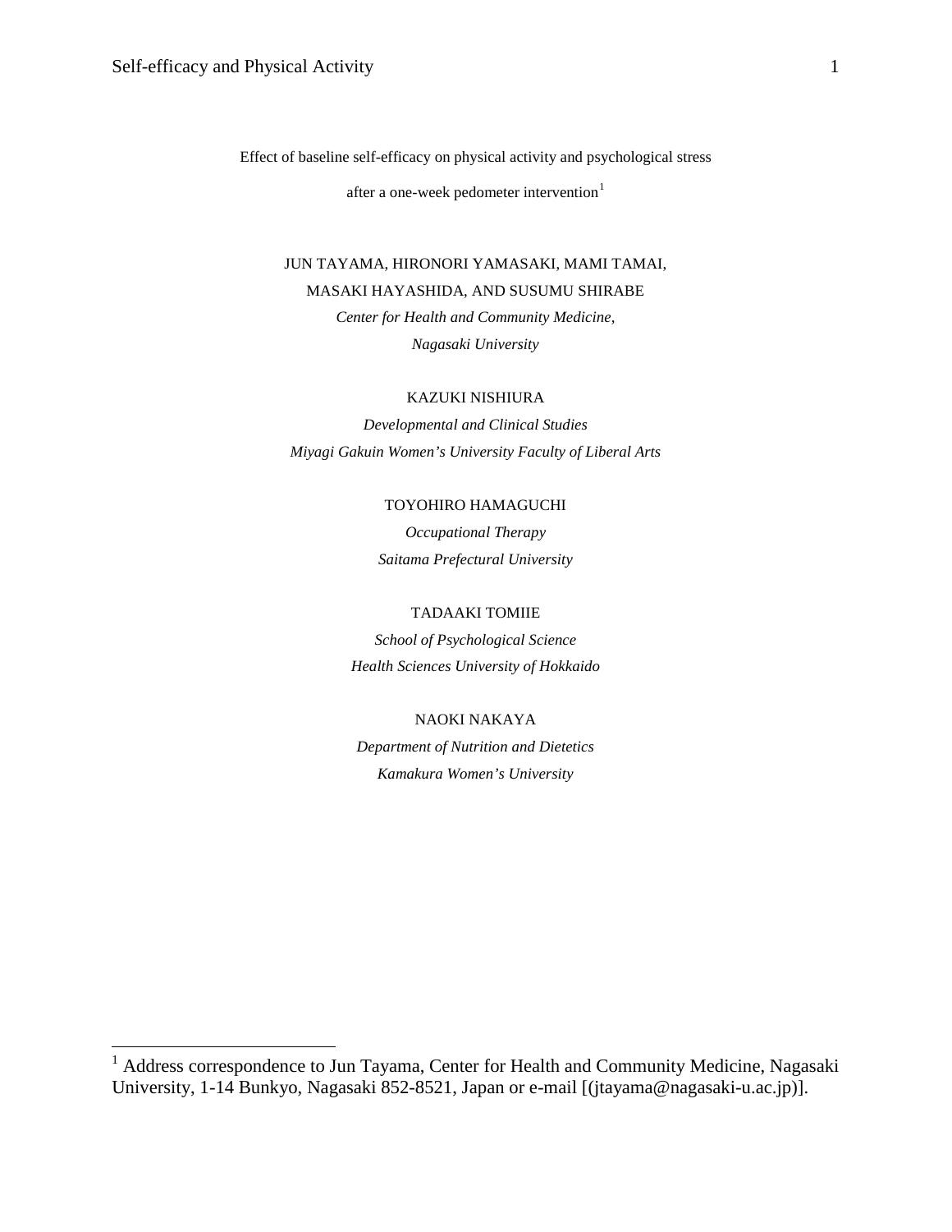# Effect of baseline self-efficacy on physical activity and psychological stress after a one-week pedometer intervention[1]

JUN TAYAMA, HIRONORI YAMASAKI, MAMI TAMAI, MASAKI HAYASHIDA, AND SUSUMU SHIRABE

*Center for Health and Community Medicine, Nagasaki University*

KAZUKI NISHIURA

*Developmental and Clinical Studies*
*Miyagi Gakuin Women's University Faculty of Liberal Arts*

TOYOHIRO HAMAGUCHI

*Occupational Therapy*
*Saitama Prefectural University*

TADAAKI TOMIIE

*School of Psychological Science*
*Health Sciences University of Hokkaido*

NAOKI NAKAYA

*Department of Nutrition and Dietetics*
*Kamakura Women's University*

---

[1] Address correspondence to Jun Tayama, Center for Health and Community Medicine, Nagasaki University, 1-14 Bunkyo, Nagasaki 852-8521, Japan or e-mail [(jtayama@nagasaki-u.ac.jp)].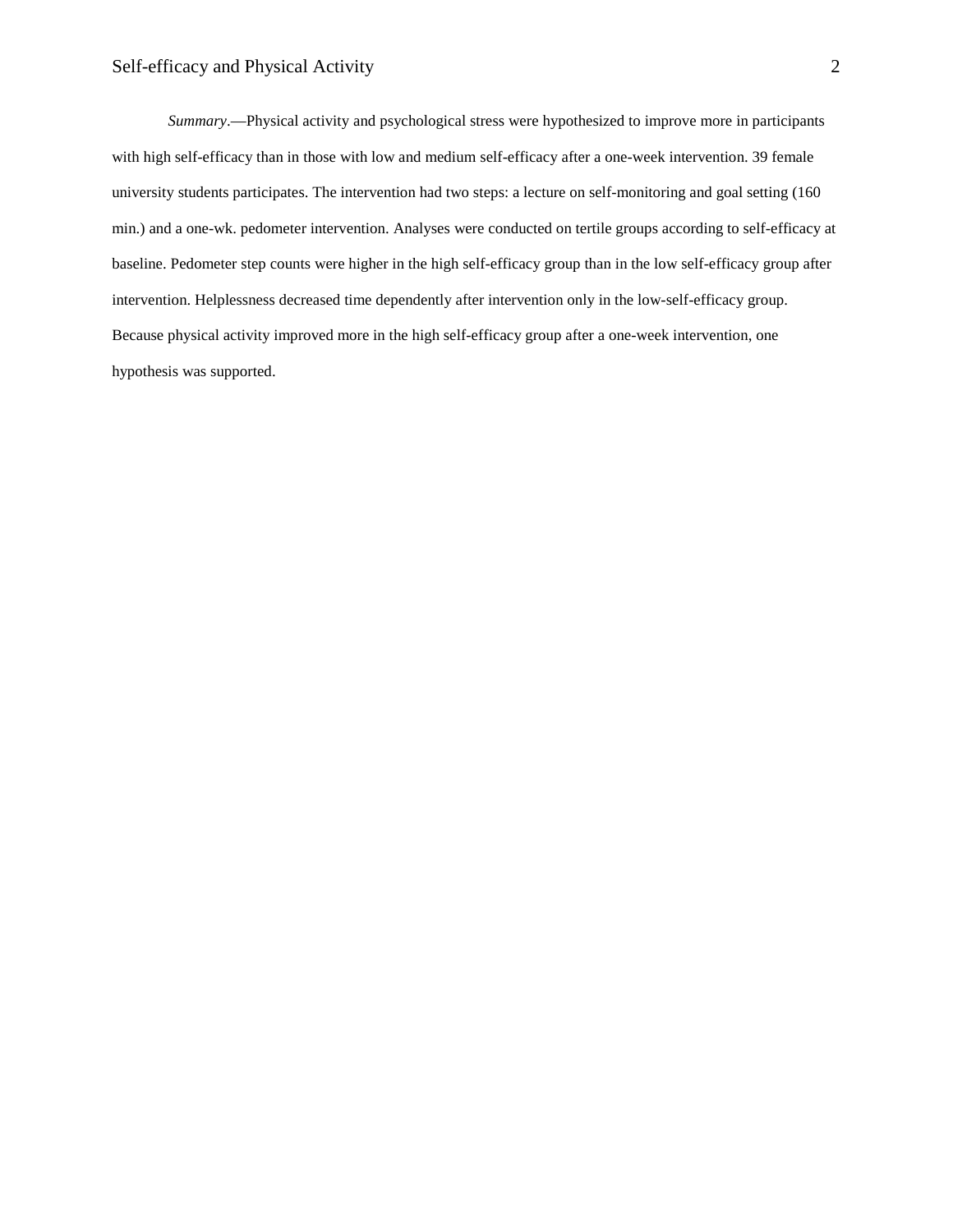*Summary*.—Physical activity and psychological stress were hypothesized to improve more in participants with high self-efficacy than in those with low and medium self-efficacy after a one-week intervention. 39 female university students participates. The intervention had two steps: a lecture on self-monitoring and goal setting (160 min.) and a one-wk. pedometer intervention. Analyses were conducted on tertile groups according to self-efficacy at baseline. Pedometer step counts were higher in the high self-efficacy group than in the low self-efficacy group after intervention. Helplessness decreased time dependently after intervention only in the low-self-efficacy group. Because physical activity improved more in the high self-efficacy group after a one-week intervention, one hypothesis was supported.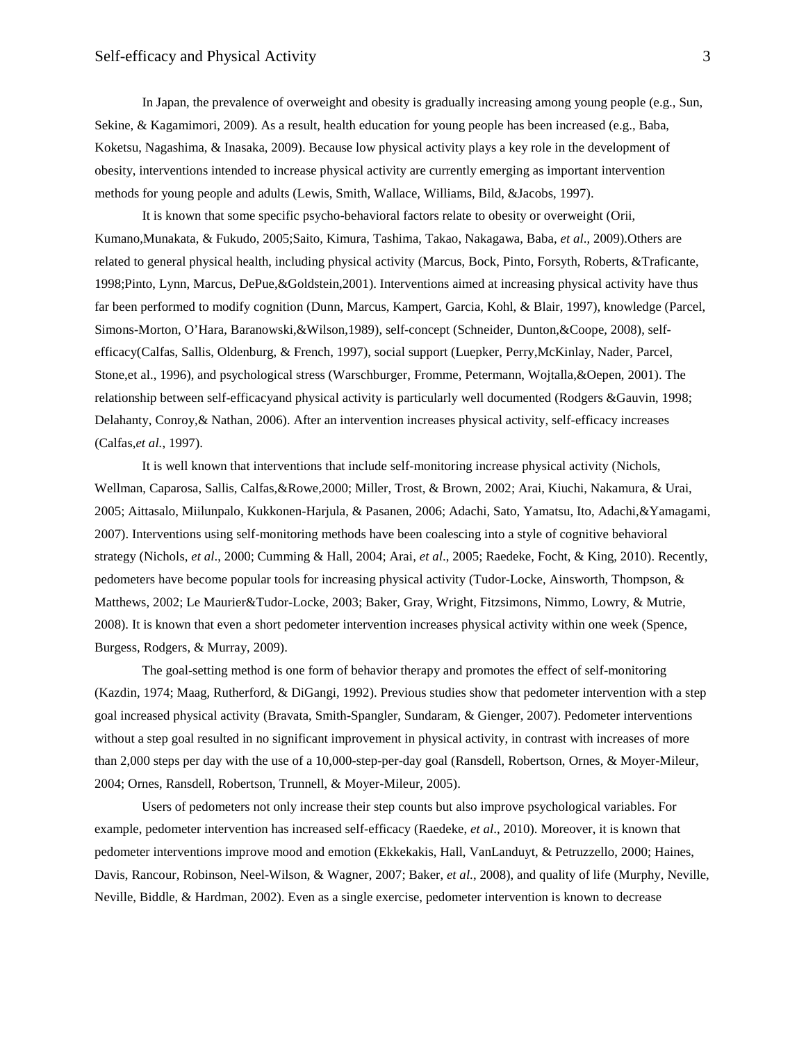In Japan, the prevalence of overweight and obesity is gradually increasing among young people (e.g., Sun, Sekine, & Kagamimori, 2009). As a result, health education for young people has been increased (e.g., Baba, Koketsu, Nagashima, & Inasaka, 2009). Because low physical activity plays a key role in the development of obesity, interventions intended to increase physical activity are currently emerging as important intervention methods for young people and adults (Lewis, Smith, Wallace, Williams, Bild, &Jacobs, 1997).

It is known that some specific psycho-behavioral factors relate to obesity or overweight (Orii, Kumano,Munakata, & Fukudo, 2005;Saito, Kimura, Tashima, Takao, Nakagawa, Baba, *et al*., 2009).Others are related to general physical health, including physical activity (Marcus, Bock, Pinto, Forsyth, Roberts, &Traficante, 1998;Pinto, Lynn, Marcus, DePue,&Goldstein,2001). Interventions aimed at increasing physical activity have thus far been performed to modify cognition (Dunn, Marcus, Kampert, Garcia, Kohl, & Blair, 1997), knowledge (Parcel, Simons-Morton, O'Hara, Baranowski,&Wilson,1989), self-concept (Schneider, Dunton,&Coope, 2008), self-efficacy(Calfas, Sallis, Oldenburg, & French, 1997), social support (Luepker, Perry,McKinlay, Nader, Parcel, Stone,et al., 1996), and psychological stress (Warschburger, Fromme, Petermann, Wojtalla,&Oepen, 2001). The relationship between self-efficacyand physical activity is particularly well documented (Rodgers &Gauvin, 1998; Delahanty, Conroy,& Nathan, 2006). After an intervention increases physical activity, self-efficacy increases (Calfas,*et al.*, 1997).

It is well known that interventions that include self-monitoring increase physical activity (Nichols, Wellman, Caparosa, Sallis, Calfas,&Rowe,2000; Miller, Trost, & Brown, 2002; Arai, Kiuchi, Nakamura, & Urai, 2005; Aittasalo, Miilunpalo, Kukkonen-Harjula, & Pasanen, 2006; Adachi, Sato, Yamatsu, Ito, Adachi,&Yamagami, 2007). Interventions using self-monitoring methods have been coalescing into a style of cognitive behavioral strategy (Nichols, *et al*., 2000; Cumming & Hall, 2004; Arai, *et al*., 2005; Raedeke, Focht, & King, 2010). Recently, pedometers have become popular tools for increasing physical activity (Tudor-Locke, Ainsworth, Thompson, & Matthews, 2002; Le Maurier&Tudor-Locke, 2003; Baker, Gray, Wright, Fitzsimons, Nimmo, Lowry, & Mutrie, 2008). It is known that even a short pedometer intervention increases physical activity within one week (Spence, Burgess, Rodgers, & Murray, 2009).

The goal-setting method is one form of behavior therapy and promotes the effect of self-monitoring (Kazdin, 1974; Maag, Rutherford, & DiGangi, 1992). Previous studies show that pedometer intervention with a step goal increased physical activity (Bravata, Smith-Spangler, Sundaram, & Gienger, 2007). Pedometer interventions without a step goal resulted in no significant improvement in physical activity, in contrast with increases of more than 2,000 steps per day with the use of a 10,000-step-per-day goal (Ransdell, Robertson, Ornes, & Moyer-Mileur, 2004; Ornes, Ransdell, Robertson, Trunnell, & Moyer-Mileur, 2005).

Users of pedometers not only increase their step counts but also improve psychological variables. For example, pedometer intervention has increased self-efficacy (Raedeke, *et al*., 2010). Moreover, it is known that pedometer interventions improve mood and emotion (Ekkekakis, Hall, VanLanduyt, & Petruzzello, 2000; Haines, Davis, Rancour, Robinson, Neel-Wilson, & Wagner, 2007; Baker, *et al.*, 2008), and quality of life (Murphy, Neville, Neville, Biddle, & Hardman, 2002). Even as a single exercise, pedometer intervention is known to decrease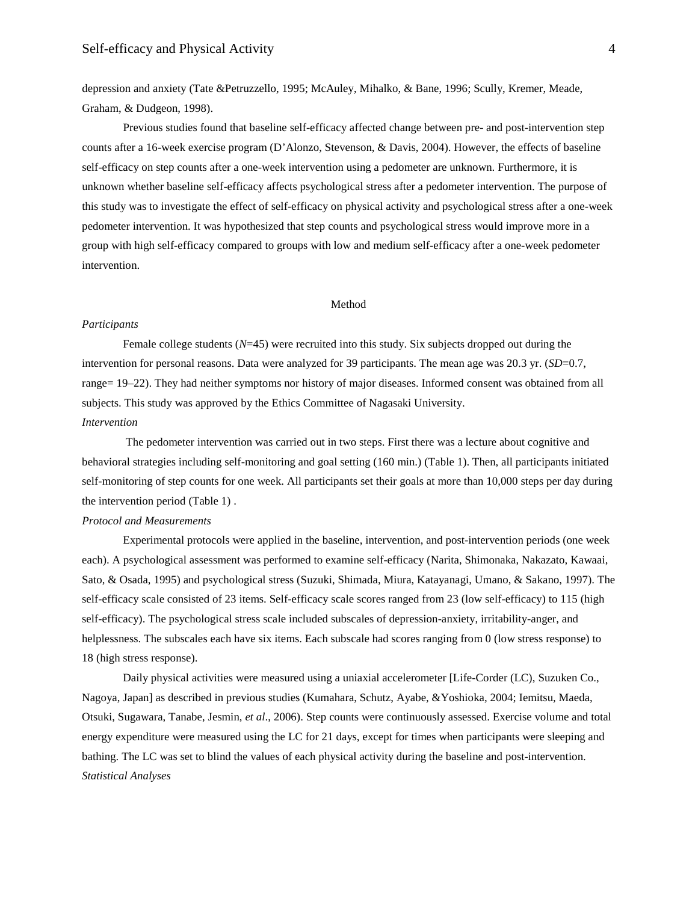depression and anxiety (Tate &Petruzzello, 1995; McAuley, Mihalko, & Bane, 1996; Scully, Kremer, Meade, Graham, & Dudgeon, 1998).

Previous studies found that baseline self-efficacy affected change between pre- and post-intervention step counts after a 16-week exercise program (D'Alonzo, Stevenson, & Davis, 2004). However, the effects of baseline self-efficacy on step counts after a one-week intervention using a pedometer are unknown. Furthermore, it is unknown whether baseline self-efficacy affects psychological stress after a pedometer intervention. The purpose of this study was to investigate the effect of self-efficacy on physical activity and psychological stress after a one-week pedometer intervention. It was hypothesized that step counts and psychological stress would improve more in a group with high self-efficacy compared to groups with low and medium self-efficacy after a one-week pedometer intervention.

## Method

### *Participants*

Female college students (*N*=45) were recruited into this study. Six subjects dropped out during the intervention for personal reasons. Data were analyzed for 39 participants. The mean age was 20.3 yr. (*SD*=0.7, range= 19–22). They had neither symptoms nor history of major diseases. Informed consent was obtained from all subjects. This study was approved by the Ethics Committee of Nagasaki University.

### *Intervention*

The pedometer intervention was carried out in two steps. First there was a lecture about cognitive and behavioral strategies including self-monitoring and goal setting (160 min.) (Table 1). Then, all participants initiated self-monitoring of step counts for one week. All participants set their goals at more than 10,000 steps per day during the intervention period (Table 1) .

### *Protocol and Measurements*

Experimental protocols were applied in the baseline, intervention, and post-intervention periods (one week each). A psychological assessment was performed to examine self-efficacy (Narita, Shimonaka, Nakazato, Kawaai, Sato, & Osada, 1995) and psychological stress (Suzuki, Shimada, Miura, Katayanagi, Umano, & Sakano, 1997). The self-efficacy scale consisted of 23 items. Self-efficacy scale scores ranged from 23 (low self-efficacy) to 115 (high self-efficacy). The psychological stress scale included subscales of depression-anxiety, irritability-anger, and helplessness. The subscales each have six items. Each subscale had scores ranging from 0 (low stress response) to 18 (high stress response).

Daily physical activities were measured using a uniaxial accelerometer [Life-Corder (LC), Suzuken Co., Nagoya, Japan] as described in previous studies (Kumahara, Schutz, Ayabe, &Yoshioka, 2004; Iemitsu, Maeda, Otsuki, Sugawara, Tanabe, Jesmin, *et al*., 2006). Step counts were continuously assessed. Exercise volume and total energy expenditure were measured using the LC for 21 days, except for times when participants were sleeping and bathing. The LC was set to blind the values of each physical activity during the baseline and post-intervention.

### *Statistical Analyses*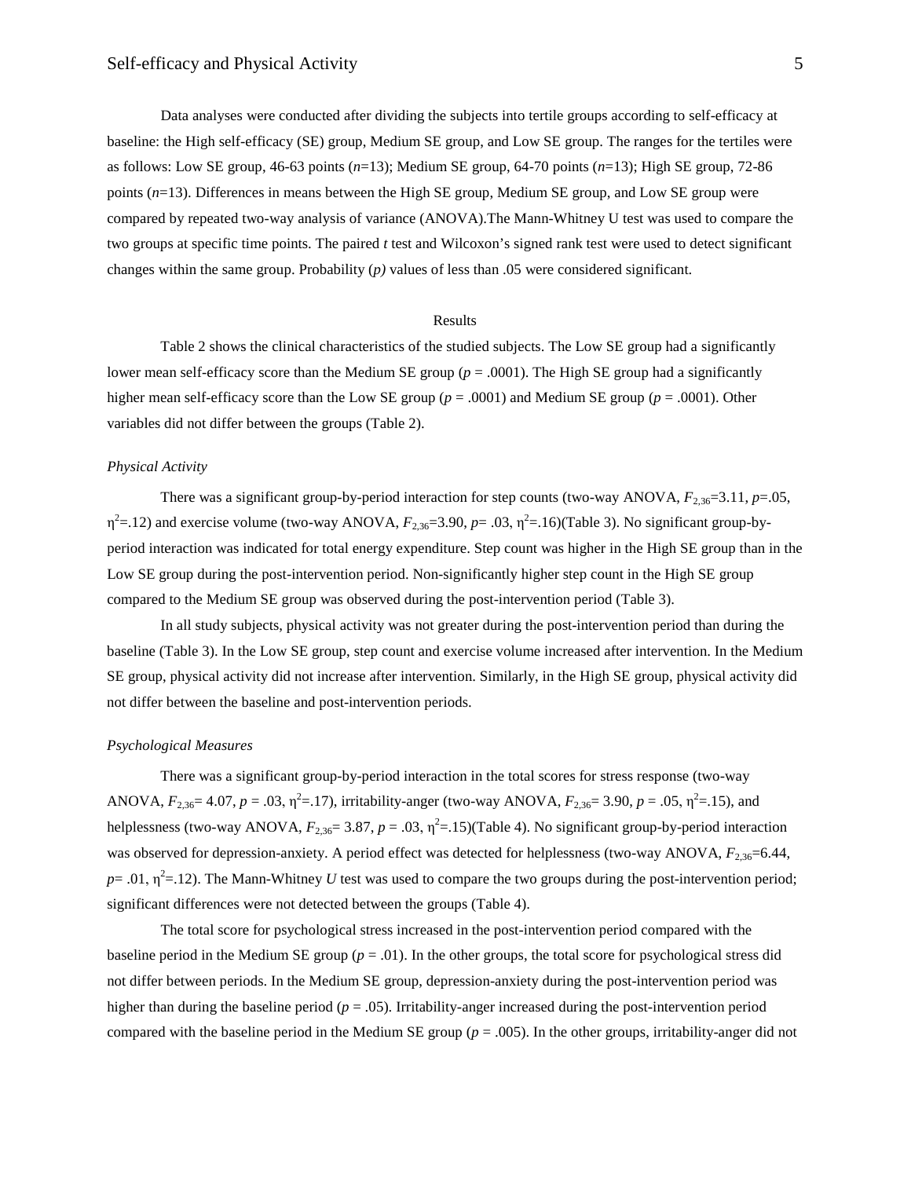Data analyses were conducted after dividing the subjects into tertile groups according to self-efficacy at baseline: the High self-efficacy (SE) group, Medium SE group, and Low SE group. The ranges for the tertiles were as follows: Low SE group, 46-63 points (*n*=13); Medium SE group, 64-70 points (*n*=13); High SE group, 72-86 points (*n*=13). Differences in means between the High SE group, Medium SE group, and Low SE group were compared by repeated two-way analysis of variance (ANOVA).The Mann-Whitney U test was used to compare the two groups at specific time points. The paired *t* test and Wilcoxon's signed rank test were used to detect significant changes within the same group. Probability (*p)* values of less than .05 were considered significant.

## Results

Table 2 shows the clinical characteristics of the studied subjects. The Low SE group had a significantly lower mean self-efficacy score than the Medium SE group ($p$ = .0001). The High SE group had a significantly higher mean self-efficacy score than the Low SE group ($p$ = .0001) and Medium SE group ($p$ = .0001). Other variables did not differ between the groups (Table 2).

### *Physical Activity*

There was a significant group-by-period interaction for step counts (two-way ANOVA, $F_{2,36}$=3.11, $p$=.05, $\eta^2$=.12) and exercise volume (two-way ANOVA, $F_{2,36}$=3.90, $p$= .03, $\eta^2$=.16)(Table 3). No significant group-by-period interaction was indicated for total energy expenditure. Step count was higher in the High SE group than in the Low SE group during the post-intervention period. Non-significantly higher step count in the High SE group compared to the Medium SE group was observed during the post-intervention period (Table 3).

In all study subjects, physical activity was not greater during the post-intervention period than during the baseline (Table 3). In the Low SE group, step count and exercise volume increased after intervention. In the Medium SE group, physical activity did not increase after intervention. Similarly, in the High SE group, physical activity did not differ between the baseline and post-intervention periods.

### *Psychological Measures*

There was a significant group-by-period interaction in the total scores for stress response (two-way ANOVA, $F_{2,36}$= 4.07, $p$ = .03, $\eta^2$=.17), irritability-anger (two-way ANOVA, $F_{2,36}$= 3.90, $p$ = .05, $\eta^2$=.15), and helplessness (two-way ANOVA, $F_{2,36}$= 3.87, $p$ = .03, $\eta^2$=.15)(Table 4). No significant group-by-period interaction was observed for depression-anxiety. A period effect was detected for helplessness (two-way ANOVA, $F_{2,36}$=6.44, $p$= .01, $\eta^2$=.12). The Mann-Whitney *U* test was used to compare the two groups during the post-intervention period; significant differences were not detected between the groups (Table 4).

The total score for psychological stress increased in the post-intervention period compared with the baseline period in the Medium SE group ($p$ = .01). In the other groups, the total score for psychological stress did not differ between periods. In the Medium SE group, depression-anxiety during the post-intervention period was higher than during the baseline period ($p$ = .05). Irritability-anger increased during the post-intervention period compared with the baseline period in the Medium SE group ($p$ = .005). In the other groups, irritability-anger did not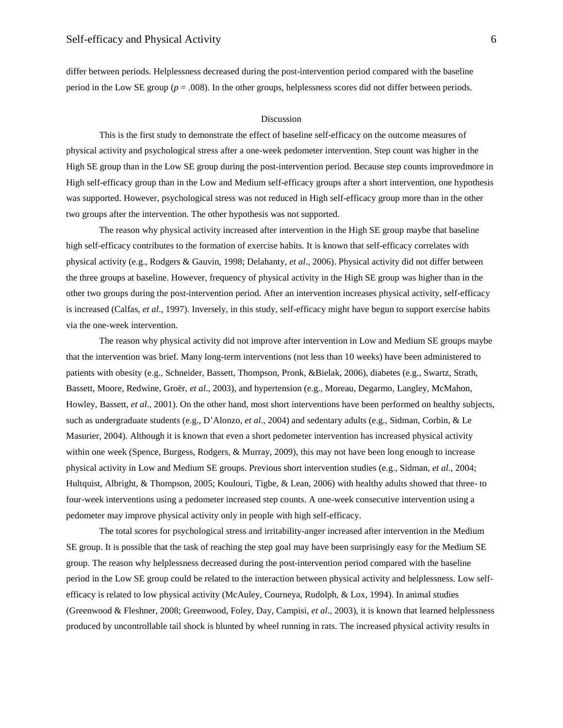differ between periods. Helplessness decreased during the post-intervention period compared with the baseline period in the Low SE group ($p$ = .008). In the other groups, helplessness scores did not differ between periods.

## Discussion

This is the first study to demonstrate the effect of baseline self-efficacy on the outcome measures of physical activity and psychological stress after a one-week pedometer intervention. Step count was higher in the High SE group than in the Low SE group during the post-intervention period. Because step counts improvedmore in High self-efficacy group than in the Low and Medium self-efficacy groups after a short intervention, one hypothesis was supported. However, psychological stress was not reduced in High self-efficacy group more than in the other two groups after the intervention. The other hypothesis was not supported.

The reason why physical activity increased after intervention in the High SE group maybe that baseline high self-efficacy contributes to the formation of exercise habits. It is known that self-efficacy correlates with physical activity (e.g., Rodgers & Gauvin, 1998; Delahanty, *et al*., 2006). Physical activity did not differ between the three groups at baseline. However, frequency of physical activity in the High SE group was higher than in the other two groups during the post-intervention period. After an intervention increases physical activity, self-efficacy is increased (Calfas, *et al*., 1997). Inversely, in this study, self-efficacy might have begun to support exercise habits via the one-week intervention.

The reason why physical activity did not improve after intervention in Low and Medium SE groups maybe that the intervention was brief. Many long-term interventions (not less than 10 weeks) have been administered to patients with obesity (e.g., Schneider, Bassett, Thompson, Pronk, &Bielak, 2006), diabetes (e.g., Swartz, Strath, Bassett, Moore, Redwine, Groër, *et al*., 2003), and hypertension (e.g., Moreau, Degarmo, Langley, McMahon, Howley, Bassett, *et al*., 2001). On the other hand, most short interventions have been performed on healthy subjects, such as undergraduate students (e.g., D'Alonzo, *et al*., 2004) and sedentary adults (e.g., Sidman, Corbin, & Le Masurier, 2004). Although it is known that even a short pedometer intervention has increased physical activity within one week (Spence, Burgess, Rodgers, & Murray, 2009), this may not have been long enough to increase physical activity in Low and Medium SE groups. Previous short intervention studies (e.g., Sidman, *et al*., 2004; Hultquist, Albright, & Thompson, 2005; Koulouri, Tigbe, & Lean, 2006) with healthy adults showed that three- to four-week interventions using a pedometer increased step counts. A one-week consecutive intervention using a pedometer may improve physical activity only in people with high self-efficacy.

The total scores for psychological stress and irritability-anger increased after intervention in the Medium SE group. It is possible that the task of reaching the step goal may have been surprisingly easy for the Medium SE group. The reason why helplessness decreased during the post-intervention period compared with the baseline period in the Low SE group could be related to the interaction between physical activity and helplessness. Low self-efficacy is related to low physical activity (McAuley, Courneya, Rudolph, & Lox, 1994). In animal studies (Greenwood & Fleshner, 2008; Greenwood, Foley, Day, Campisi, *et al*., 2003), it is known that learned helplessness produced by uncontrollable tail shock is blunted by wheel running in rats. The increased physical activity results in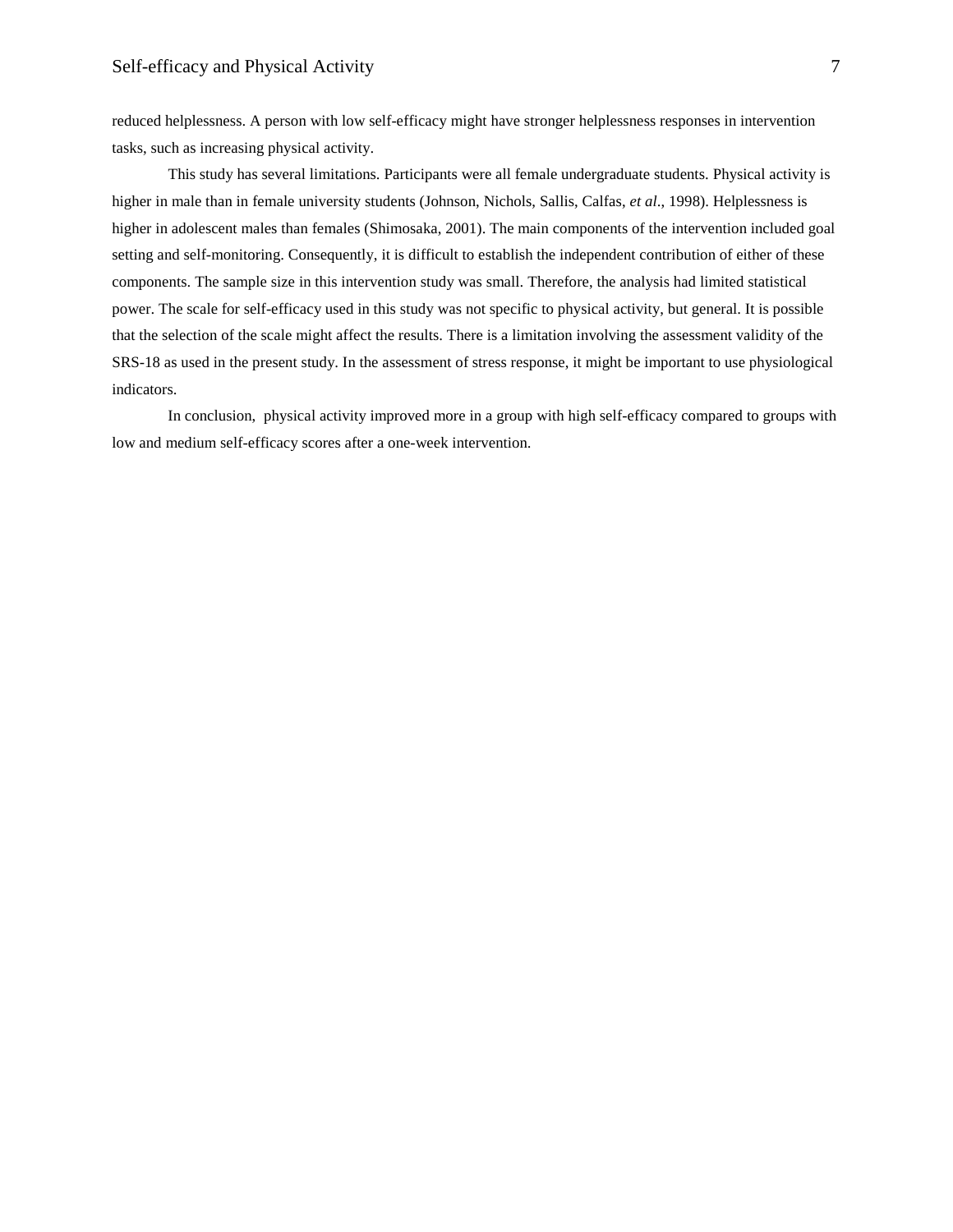reduced helplessness. A person with low self-efficacy might have stronger helplessness responses in intervention tasks, such as increasing physical activity.

This study has several limitations. Participants were all female undergraduate students. Physical activity is higher in male than in female university students (Johnson, Nichols, Sallis, Calfas, *et al*., 1998). Helplessness is higher in adolescent males than females (Shimosaka, 2001). The main components of the intervention included goal setting and self-monitoring. Consequently, it is difficult to establish the independent contribution of either of these components. The sample size in this intervention study was small. Therefore, the analysis had limited statistical power. The scale for self-efficacy used in this study was not specific to physical activity, but general. It is possible that the selection of the scale might affect the results. There is a limitation involving the assessment validity of the SRS-18 as used in the present study. In the assessment of stress response, it might be important to use physiological indicators.

In conclusion, physical activity improved more in a group with high self-efficacy compared to groups with low and medium self-efficacy scores after a one-week intervention.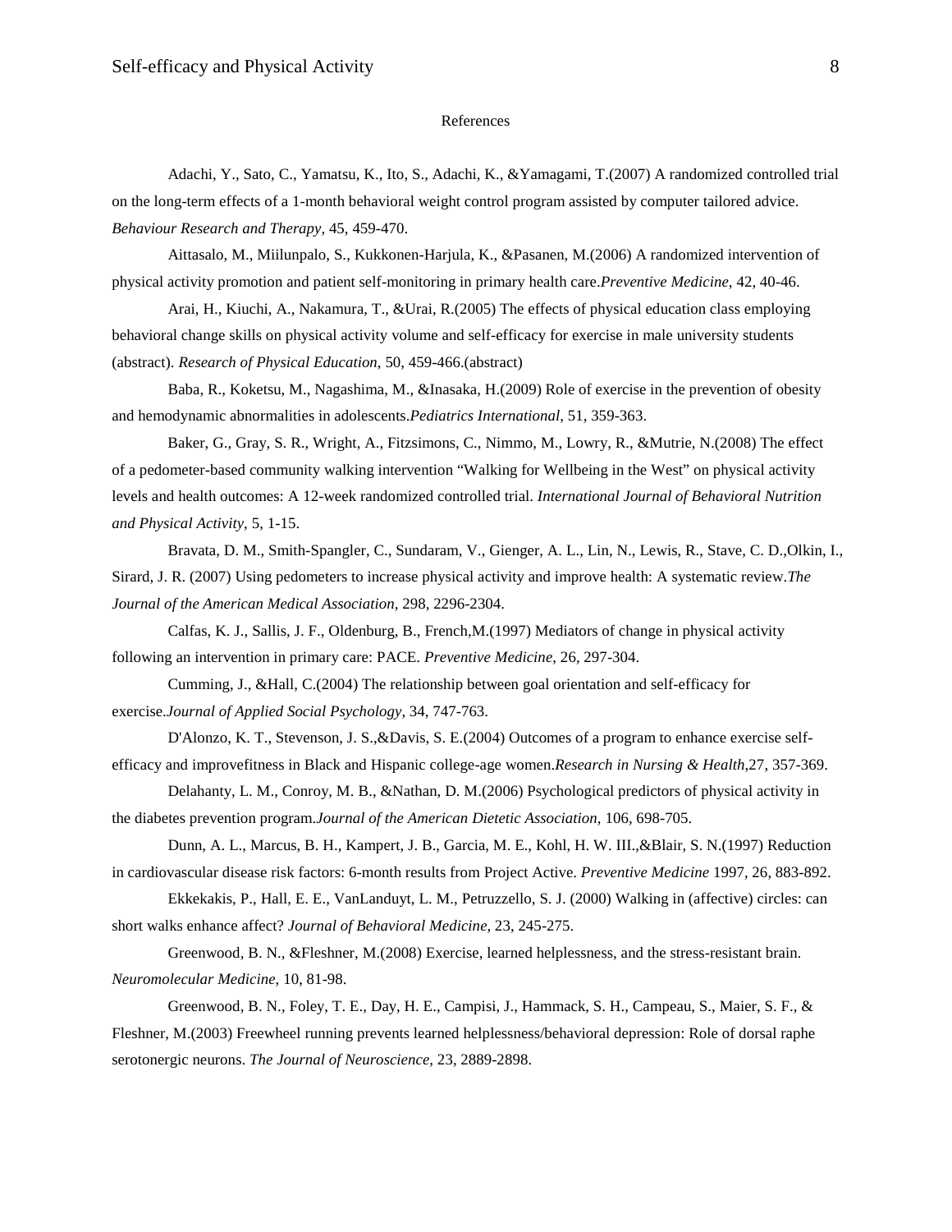# References

Adachi, Y., Sato, C., Yamatsu, K., Ito, S., Adachi, K., &Yamagami, T.(2007) A randomized controlled trial on the long-term effects of a 1-month behavioral weight control program assisted by computer tailored advice. *Behaviour Research and Therapy*, 45, 459-470.

Aittasalo, M., Miilunpalo, S., Kukkonen-Harjula, K., &Pasanen, M.(2006) A randomized intervention of physical activity promotion and patient self-monitoring in primary health care.*Preventive Medicine*, 42, 40-46.

Arai, H., Kiuchi, A., Nakamura, T., &Urai, R.(2005) The effects of physical education class employing behavioral change skills on physical activity volume and self-efficacy for exercise in male university students (abstract). *Research of Physical Education*, 50, 459-466.(abstract)

Baba, R., Koketsu, M., Nagashima, M., &Inasaka, H.(2009) Role of exercise in the prevention of obesity and hemodynamic abnormalities in adolescents.*Pediatrics International*, 51, 359-363.

Baker, G., Gray, S. R., Wright, A., Fitzsimons, C., Nimmo, M., Lowry, R., &Mutrie, N.(2008) The effect of a pedometer-based community walking intervention "Walking for Wellbeing in the West" on physical activity levels and health outcomes: A 12-week randomized controlled trial. *International Journal of Behavioral Nutrition and Physical Activity*, 5, 1-15.

Bravata, D. M., Smith-Spangler, C., Sundaram, V., Gienger, A. L., Lin, N., Lewis, R., Stave, C. D.,Olkin, I., Sirard, J. R. (2007) Using pedometers to increase physical activity and improve health: A systematic review.*The Journal of the American Medical Association*, 298, 2296-2304.

Calfas, K. J., Sallis, J. F., Oldenburg, B., French,M.(1997) Mediators of change in physical activity following an intervention in primary care: PACE. *Preventive Medicine*, 26, 297-304.

Cumming, J., &Hall, C.(2004) The relationship between goal orientation and self-efficacy for exercise.*Journal of Applied Social Psychology*, 34, 747-763.

D'Alonzo, K. T., Stevenson, J. S.,&Davis, S. E.(2004) Outcomes of a program to enhance exercise self-efficacy and improvefitness in Black and Hispanic college-age women.*Research in Nursing & Health*,27, 357-369.

Delahanty, L. M., Conroy, M. B., &Nathan, D. M.(2006) Psychological predictors of physical activity in the diabetes prevention program.*Journal of the American Dietetic Association*, 106, 698-705.

Dunn, A. L., Marcus, B. H., Kampert, J. B., Garcia, M. E., Kohl, H. W. III.,&Blair, S. N.(1997) Reduction in cardiovascular disease risk factors: 6-month results from Project Active. *Preventive Medicine* 1997, 26, 883-892.

Ekkekakis, P., Hall, E. E., VanLanduyt, L. M., Petruzzello, S. J. (2000) Walking in (affective) circles: can short walks enhance affect? *Journal of Behavioral Medicine*, 23, 245-275.

Greenwood, B. N., &Fleshner, M.(2008) Exercise, learned helplessness, and the stress-resistant brain. *Neuromolecular Medicine*, 10, 81-98.

Greenwood, B. N., Foley, T. E., Day, H. E., Campisi, J., Hammack, S. H., Campeau, S., Maier, S. F., & Fleshner, M.(2003) Freewheel running prevents learned helplessness/behavioral depression: Role of dorsal raphe serotonergic neurons. *The Journal of Neuroscience*, 23, 2889-2898.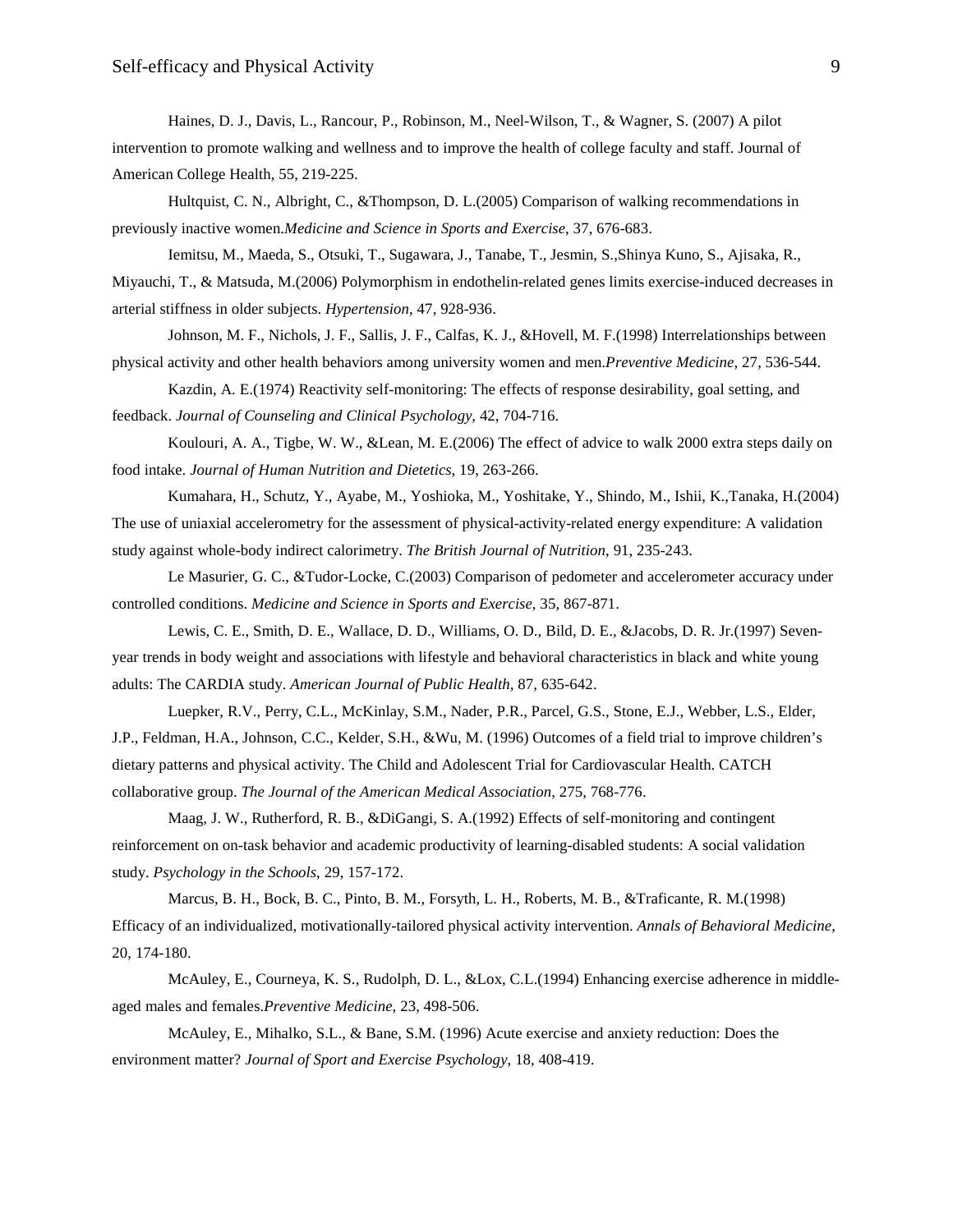Haines, D. J., Davis, L., Rancour, P., Robinson, M., Neel-Wilson, T., & Wagner, S. (2007) A pilot intervention to promote walking and wellness and to improve the health of college faculty and staff. Journal of American College Health, 55, 219-225.

Hultquist, C. N., Albright, C., &Thompson, D. L.(2005) Comparison of walking recommendations in previously inactive women.*Medicine and Science in Sports and Exercise*, 37, 676-683.

Iemitsu, M., Maeda, S., Otsuki, T., Sugawara, J., Tanabe, T., Jesmin, S.,Shinya Kuno, S., Ajisaka, R., Miyauchi, T., & Matsuda, M.(2006) Polymorphism in endothelin-related genes limits exercise-induced decreases in arterial stiffness in older subjects. *Hypertension*, 47, 928-936.

Johnson, M. F., Nichols, J. F., Sallis, J. F., Calfas, K. J., &Hovell, M. F.(1998) Interrelationships between physical activity and other health behaviors among university women and men.*Preventive Medicine*, 27, 536-544.

Kazdin, A. E.(1974) Reactivity self-monitoring: The effects of response desirability, goal setting, and feedback. *Journal of Counseling and Clinical Psychology*, 42, 704-716.

Koulouri, A. A., Tigbe, W. W., &Lean, M. E.(2006) The effect of advice to walk 2000 extra steps daily on food intake. *Journal of Human Nutrition and Dietetics*, 19, 263-266.

Kumahara, H., Schutz, Y., Ayabe, M., Yoshioka, M., Yoshitake, Y., Shindo, M., Ishii, K.,Tanaka, H.(2004) The use of uniaxial accelerometry for the assessment of physical-activity-related energy expenditure: A validation study against whole-body indirect calorimetry. *The British Journal of Nutrition*, 91, 235-243.

Le Masurier, G. C., &Tudor-Locke, C.(2003) Comparison of pedometer and accelerometer accuracy under controlled conditions. *Medicine and Science in Sports and Exercise*, 35, 867-871.

Lewis, C. E., Smith, D. E., Wallace, D. D., Williams, O. D., Bild, D. E., &Jacobs, D. R. Jr.(1997) Seven-year trends in body weight and associations with lifestyle and behavioral characteristics in black and white young adults: The CARDIA study. *American Journal of Public Health*, 87, 635-642.

Luepker, R.V., Perry, C.L., McKinlay, S.M., Nader, P.R., Parcel, G.S., Stone, E.J., Webber, L.S., Elder, J.P., Feldman, H.A., Johnson, C.C., Kelder, S.H., &Wu, M. (1996) Outcomes of a field trial to improve children's dietary patterns and physical activity. The Child and Adolescent Trial for Cardiovascular Health. CATCH collaborative group. *The Journal of the American Medical Association*, 275, 768-776.

Maag, J. W., Rutherford, R. B., &DiGangi, S. A.(1992) Effects of self-monitoring and contingent reinforcement on on-task behavior and academic productivity of learning-disabled students: A social validation study. *Psychology in the Schools*, 29, 157-172.

Marcus, B. H., Bock, B. C., Pinto, B. M., Forsyth, L. H., Roberts, M. B., &Traficante, R. M.(1998) Efficacy of an individualized, motivationally-tailored physical activity intervention. *Annals of Behavioral Medicine*, 20, 174-180.

McAuley, E., Courneya, K. S., Rudolph, D. L., &Lox, C.L.(1994) Enhancing exercise adherence in middle-aged males and females.*Preventive Medicine*, 23, 498-506.

McAuley, E., Mihalko, S.L., & Bane, S.M. (1996) Acute exercise and anxiety reduction: Does the environment matter? *Journal of Sport and Exercise Psychology*, 18, 408-419.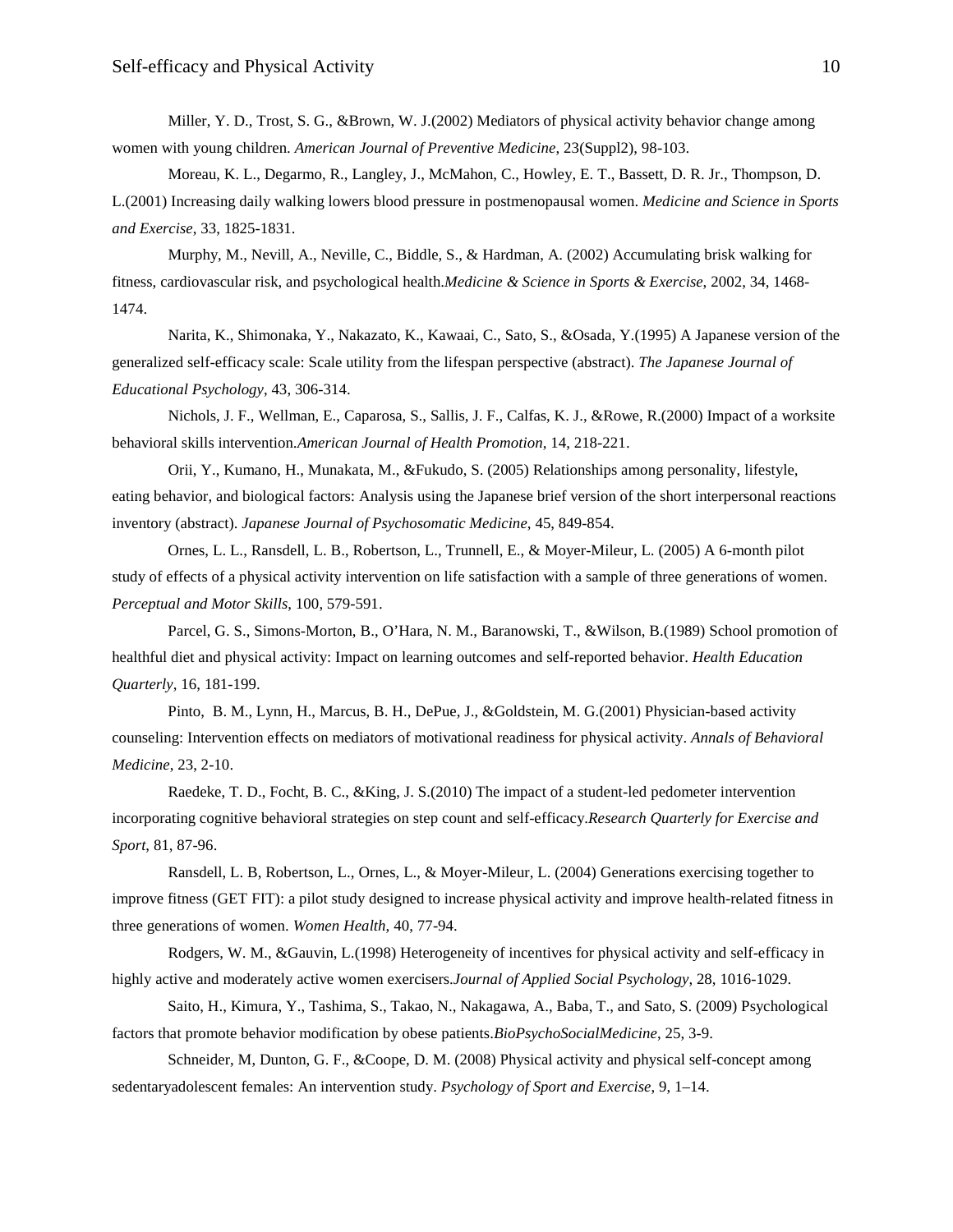Miller, Y. D., Trost, S. G., &Brown, W. J.(2002) Mediators of physical activity behavior change among women with young children. *American Journal of Preventive Medicine*, 23(Suppl2), 98-103.

Moreau, K. L., Degarmo, R., Langley, J., McMahon, C., Howley, E. T., Bassett, D. R. Jr., Thompson, D. L.(2001) Increasing daily walking lowers blood pressure in postmenopausal women. *Medicine and Science in Sports and Exercise*, 33, 1825-1831.

Murphy, M., Nevill, A., Neville, C., Biddle, S., & Hardman, A. (2002) Accumulating brisk walking for fitness, cardiovascular risk, and psychological health.*Medicine & Science in Sports & Exercise*, 2002, 34, 1468-1474.

Narita, K., Shimonaka, Y., Nakazato, K., Kawaai, C., Sato, S., &Osada, Y.(1995) A Japanese version of the generalized self-efficacy scale: Scale utility from the lifespan perspective (abstract). *The Japanese Journal of Educational Psychology*, 43, 306-314.

Nichols, J. F., Wellman, E., Caparosa, S., Sallis, J. F., Calfas, K. J., &Rowe, R.(2000) Impact of a worksite behavioral skills intervention.*American Journal of Health Promotion*, 14, 218-221.

Orii, Y., Kumano, H., Munakata, M., &Fukudo, S. (2005) Relationships among personality, lifestyle, eating behavior, and biological factors: Analysis using the Japanese brief version of the short interpersonal reactions inventory (abstract). *Japanese Journal of Psychosomatic Medicine*, 45, 849-854.

Ornes, L. L., Ransdell, L. B., Robertson, L., Trunnell, E., & Moyer-Mileur, L. (2005) A 6-month pilot study of effects of a physical activity intervention on life satisfaction with a sample of three generations of women. *Perceptual and Motor Skills*, 100, 579-591.

Parcel, G. S., Simons-Morton, B., O'Hara, N. M., Baranowski, T., &Wilson, B.(1989) School promotion of healthful diet and physical activity: Impact on learning outcomes and self-reported behavior. *Health Education Quarterly*, 16, 181-199.

Pinto, B. M., Lynn, H., Marcus, B. H., DePue, J., &Goldstein, M. G.(2001) Physician-based activity counseling: Intervention effects on mediators of motivational readiness for physical activity. *Annals of Behavioral Medicine*, 23, 2-10.

Raedeke, T. D., Focht, B. C., &King, J. S.(2010) The impact of a student-led pedometer intervention incorporating cognitive behavioral strategies on step count and self-efficacy.*Research Quarterly for Exercise and Sport*, 81, 87-96.

Ransdell, L. B, Robertson, L., Ornes, L., & Moyer-Mileur, L. (2004) Generations exercising together to improve fitness (GET FIT): a pilot study designed to increase physical activity and improve health-related fitness in three generations of women. *Women Health*, 40, 77-94.

Rodgers, W. M., &Gauvin, L.(1998) Heterogeneity of incentives for physical activity and self-efficacy in highly active and moderately active women exercisers.*Journal of Applied Social Psychology*, 28, 1016-1029.

Saito, H., Kimura, Y., Tashima, S., Takao, N., Nakagawa, A., Baba, T., and Sato, S. (2009) Psychological factors that promote behavior modification by obese patients.*BioPsychoSocialMedicine*, 25, 3-9.

Schneider, M, Dunton, G. F., &Coope, D. M. (2008) Physical activity and physical self-concept among sedentaryadolescent females: An intervention study. *Psychology of Sport and Exercise*, 9, 1–14.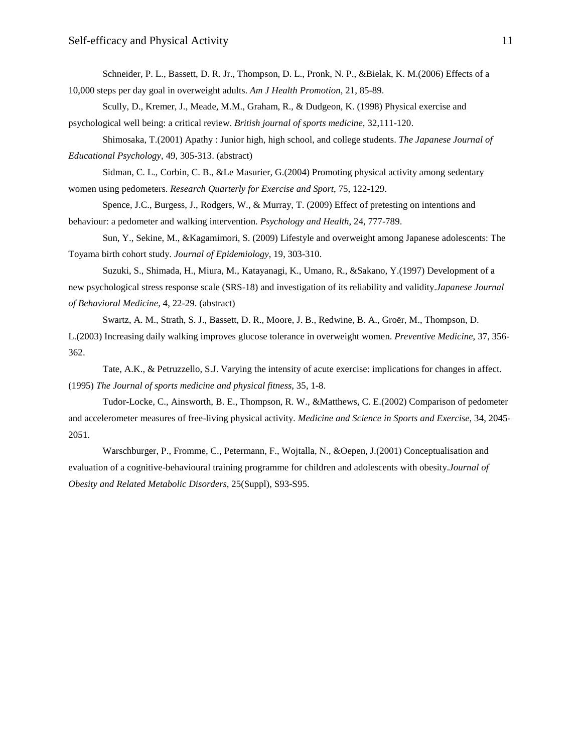Schneider, P. L., Bassett, D. R. Jr., Thompson, D. L., Pronk, N. P., &Bielak, K. M.(2006) Effects of a 10,000 steps per day goal in overweight adults. *Am J Health Promotion*, 21, 85-89.

Scully, D., Kremer, J., Meade, M.M., Graham, R., & Dudgeon, K. (1998) Physical exercise and psychological well being: a critical review. *British journal of sports medicine*, 32,111-120.

Shimosaka, T.(2001) Apathy : Junior high, high school, and college students. *The Japanese Journal of Educational Psychology*, 49, 305-313. (abstract)

Sidman, C. L., Corbin, C. B., &Le Masurier, G.(2004) Promoting physical activity among sedentary women using pedometers. *Research Quarterly for Exercise and Sport*, 75, 122-129.

Spence, J.C., Burgess, J., Rodgers, W., & Murray, T. (2009) Effect of pretesting on intentions and behaviour: a pedometer and walking intervention. *Psychology and Health*, 24, 777-789.

Sun, Y., Sekine, M., &Kagamimori, S. (2009) Lifestyle and overweight among Japanese adolescents: The Toyama birth cohort study. *Journal of Epidemiology*, 19, 303-310.

Suzuki, S., Shimada, H., Miura, M., Katayanagi, K., Umano, R., &Sakano, Y.(1997) Development of a new psychological stress response scale (SRS-18) and investigation of its reliability and validity.*Japanese Journal of Behavioral Medicine*, 4, 22-29. (abstract)

Swartz, A. M., Strath, S. J., Bassett, D. R., Moore, J. B., Redwine, B. A., Groër, M., Thompson, D. L.(2003) Increasing daily walking improves glucose tolerance in overweight women. *Preventive Medicine*, 37, 356-362.

Tate, A.K., & Petruzzello, S.J. Varying the intensity of acute exercise: implications for changes in affect. (1995) *The Journal of sports medicine and physical fitness*, 35, 1-8.

Tudor-Locke, C., Ainsworth, B. E., Thompson, R. W., &Matthews, C. E.(2002) Comparison of pedometer and accelerometer measures of free-living physical activity. *Medicine and Science in Sports and Exercise*, 34, 2045-2051.

Warschburger, P., Fromme, C., Petermann, F., Wojtalla, N., &Oepen, J.(2001) Conceptualisation and evaluation of a cognitive-behavioural training programme for children and adolescents with obesity.*Journal of Obesity and Related Metabolic Disorders*, 25(Suppl), S93-S95.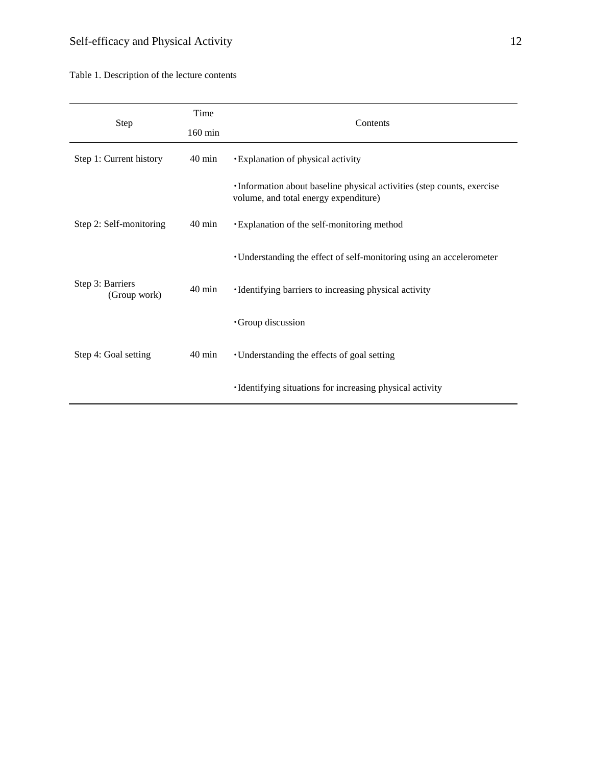Table 1. Description of the lecture contents

| Step | Time<br>160 min | Contents |
|---|---|---|
| Step 1: Current history | 40 min | ・Explanation of physical activity |
| | | ・Information about baseline physical activities (step counts, exercise volume, and total energy expenditure) |
| Step 2: Self-monitoring | 40 min | ・Explanation of the self-monitoring method |
| | | ・Understanding the effect of self-monitoring using an accelerometer |
| Step 3: Barriers (Group work) | 40 min | ・Identifying barriers to increasing physical activity |
| | | ・Group discussion |
| Step 4: Goal setting | 40 min | ・Understanding the effects of goal setting |
| | | ・Identifying situations for increasing physical activity |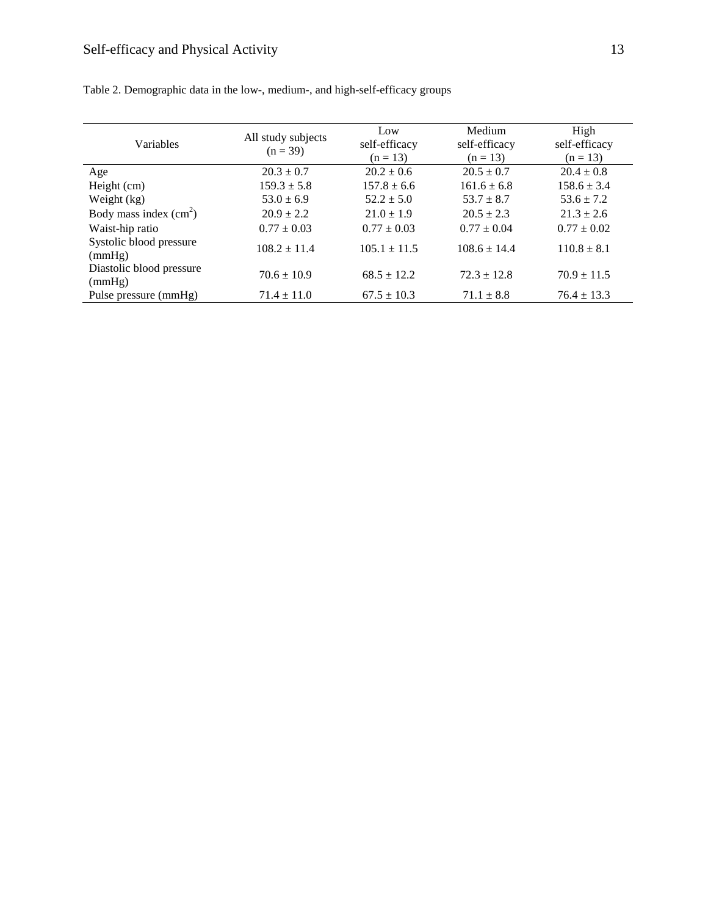Table 2. Demographic data in the low-, medium-, and high-self-efficacy groups

| Variables | All study subjects (n = 39) | Low self-efficacy (n = 13) | Medium self-efficacy (n = 13) | High self-efficacy (n = 13) |
|---|---|---|---|---|
| Age | 20.3 ± 0.7 | 20.2 ± 0.6 | 20.5 ± 0.7 | 20.4 ± 0.8 |
| Height (cm) | 159.3 ± 5.8 | 157.8 ± 6.6 | 161.6 ± 6.8 | 158.6 ± 3.4 |
| Weight (kg) | 53.0 ± 6.9 | 52.2 ± 5.0 | 53.7 ± 8.7 | 53.6 ± 7.2 |
| Body mass index ($cm^2$) | 20.9 ± 2.2 | 21.0 ± 1.9 | 20.5 ± 2.3 | 21.3 ± 2.6 |
| Waist-hip ratio | 0.77 ± 0.03 | 0.77 ± 0.03 | 0.77 ± 0.04 | 0.77 ± 0.02 |
| Systolic blood pressure (mmHg) | 108.2 ± 11.4 | 105.1 ± 11.5 | 108.6 ± 14.4 | 110.8 ± 8.1 |
| Diastolic blood pressure (mmHg) | 70.6 ± 10.9 | 68.5 ± 12.2 | 72.3 ± 12.8 | 70.9 ± 11.5 |
| Pulse pressure (mmHg) | 71.4 ± 11.0 | 67.5 ± 10.3 | 71.1 ± 8.8 | 76.4 ± 13.3 |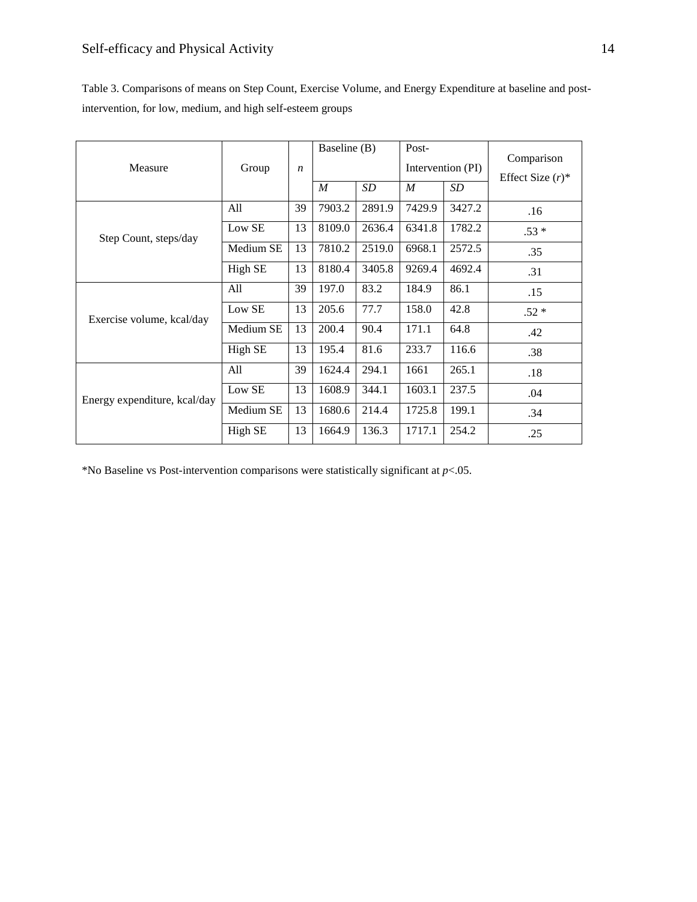Table 3. Comparisons of means on Step Count, Exercise Volume, and Energy Expenditure at baseline and post-intervention, for low, medium, and high self-esteem groups

| Measure | Group | *n* | Baseline (B) | | Post-Intervention (PI) | | Comparison Effect Size (*r*)* |
|---|---|---|---|---|---|---|---|
| | | | *M* | *SD* | *M* | *SD* | |
| Step Count, steps/day | All | 39 | 7903.2 | 2891.9 | 7429.9 | 3427.2 | .16 |
| | Low SE | 13 | 8109.0 | 2636.4 | 6341.8 | 1782.2 | .53 * |
| | Medium SE | 13 | 7810.2 | 2519.0 | 6968.1 | 2572.5 | .35 |
| | High SE | 13 | 8180.4 | 3405.8 | 9269.4 | 4692.4 | .31 |
| Exercise volume, kcal/day | All | 39 | 197.0 | 83.2 | 184.9 | 86.1 | .15 |
| | Low SE | 13 | 205.6 | 77.7 | 158.0 | 42.8 | .52 * |
| | Medium SE | 13 | 200.4 | 90.4 | 171.1 | 64.8 | .42 |
| | High SE | 13 | 195.4 | 81.6 | 233.7 | 116.6 | .38 |
| Energy expenditure, kcal/day | All | 39 | 1624.4 | 294.1 | 1661 | 265.1 | .18 |
| | Low SE | 13 | 1608.9 | 344.1 | 1603.1 | 237.5 | .04 |
| | Medium SE | 13 | 1680.6 | 214.4 | 1725.8 | 199.1 | .34 |
| | High SE | 13 | 1664.9 | 136.3 | 1717.1 | 254.2 | .25 |

*No Baseline vs Post-intervention comparisons were statistically significant at $p<.05$.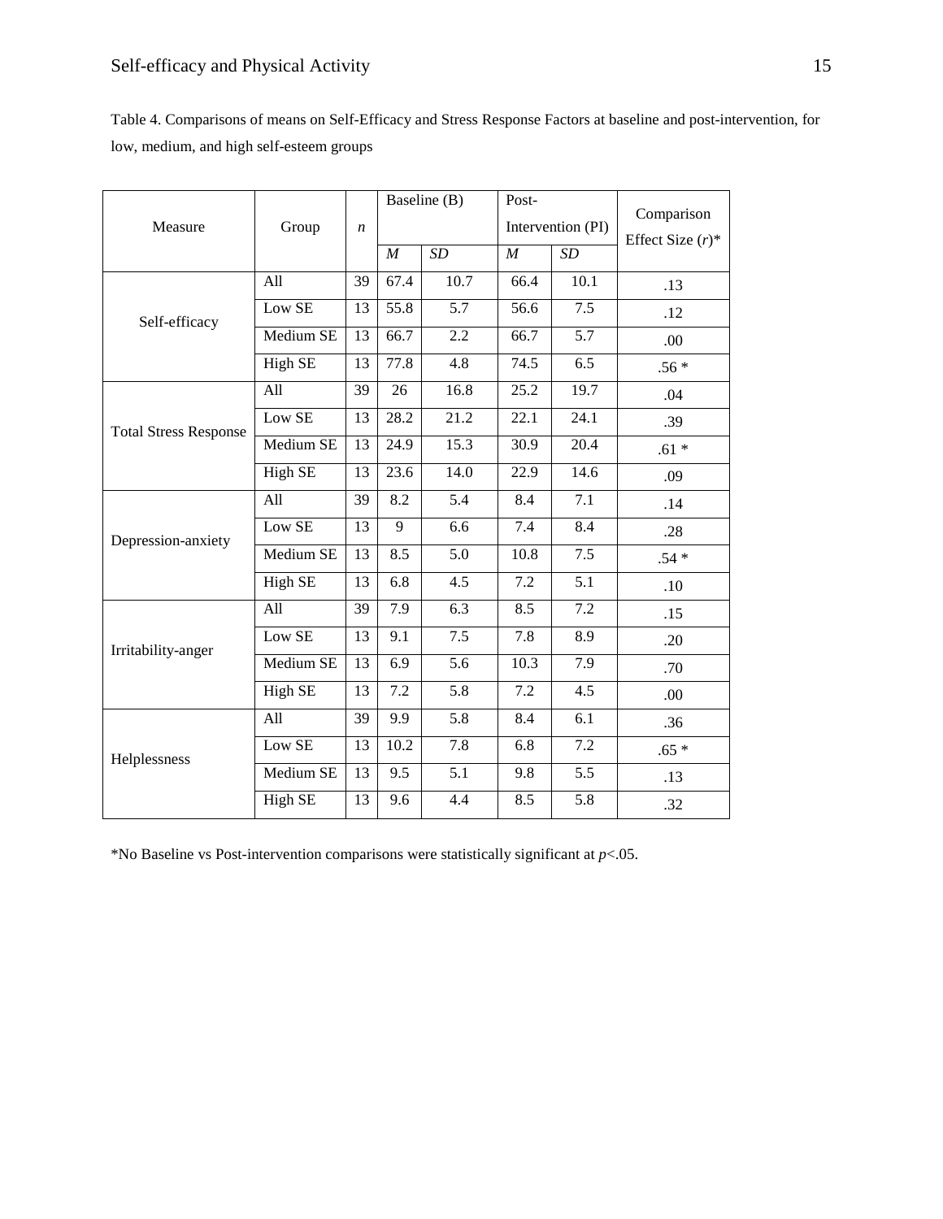Table 4. Comparisons of means on Self-Efficacy and Stress Response Factors at baseline and post-intervention, for low, medium, and high self-esteem groups

| Measure | Group | *n* | Baseline (B) | | Post-Intervention (PI) | | Comparison Effect Size (*r*)* |
|---|---|---|---|---|---|---|---|
| | | | *M* | *SD* | *M* | *SD* | |
| Self-efficacy | All | 39 | 67.4 | 10.7 | 66.4 | 10.1 | .13 |
| | Low SE | 13 | 55.8 | 5.7 | 56.6 | 7.5 | .12 |
| | Medium SE | 13 | 66.7 | 2.2 | 66.7 | 5.7 | .00 |
| | High SE | 13 | 77.8 | 4.8 | 74.5 | 6.5 | .56 * |
| Total Stress Response | All | 39 | 26 | 16.8 | 25.2 | 19.7 | .04 |
| | Low SE | 13 | 28.2 | 21.2 | 22.1 | 24.1 | .39 |
| | Medium SE | 13 | 24.9 | 15.3 | 30.9 | 20.4 | .61 * |
| | High SE | 13 | 23.6 | 14.0 | 22.9 | 14.6 | .09 |
| Depression-anxiety | All | 39 | 8.2 | 5.4 | 8.4 | 7.1 | .14 |
| | Low SE | 13 | 9 | 6.6 | 7.4 | 8.4 | .28 |
| | Medium SE | 13 | 8.5 | 5.0 | 10.8 | 7.5 | .54 * |
| | High SE | 13 | 6.8 | 4.5 | 7.2 | 5.1 | .10 |
| Irritability-anger | All | 39 | 7.9 | 6.3 | 8.5 | 7.2 | .15 |
| | Low SE | 13 | 9.1 | 7.5 | 7.8 | 8.9 | .20 |
| | Medium SE | 13 | 6.9 | 5.6 | 10.3 | 7.9 | .70 |
| | High SE | 13 | 7.2 | 5.8 | 7.2 | 4.5 | .00 |
| Helplessness | All | 39 | 9.9 | 5.8 | 8.4 | 6.1 | .36 |
| | Low SE | 13 | 10.2 | 7.8 | 6.8 | 7.2 | .65 * |
| | Medium SE | 13 | 9.5 | 5.1 | 9.8 | 5.5 | .13 |
| | High SE | 13 | 9.6 | 4.4 | 8.5 | 5.8 | .32 |

*No Baseline vs Post-intervention comparisons were statistically significant at $p<.05$.